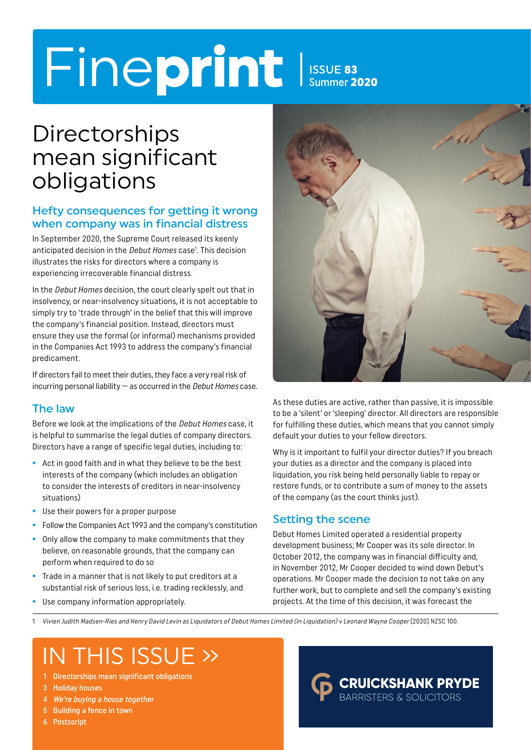# Fineprint

ISSUE **83**
Summer **2020**

# Directorships mean significant obligations

## Hefty consequences for getting it wrong when company was in financial distress

In September 2020, the Supreme Court released its keenly anticipated decision in the *Debut Homes* case[1]. This decision illustrates the risks for directors where a company is experiencing irrecoverable financial distress.

In the *Debut Homes* decision, the court clearly spelt out that in insolvency, or near-insolvency situations, it is not acceptable to simply try to 'trade through' in the belief that this will improve the company's financial position. Instead, directors must ensure they use the formal (or informal) mechanisms provided in the Companies Act 1993 to address the company's financial predicament.

If directors fail to meet their duties, they face a very real risk of incurring personal liability — as occurred in the *Debut Homes* case.

## The law

Before we look at the implications of the *Debut Homes* case, it is helpful to summarise the legal duties of company directors. Directors have a range of specific legal duties, including to:

- Act in good faith and in what they believe to be the best interests of the company (which includes an obligation to consider the interests of creditors in near-insolvency situations)
- Use their powers for a proper purpose
- Follow the Companies Act 1993 and the company's constitution
- Only allow the company to make commitments that they believe, on reasonable grounds, that the company can perform when required to do so
- Trade in a manner that is not likely to put creditors at a substantial risk of serious loss, i.e. trading recklessly, and
- Use company information appropriately.

As these duties are active, rather than passive, it is impossible to be a 'silent' or 'sleeping' director. All directors are responsible for fulfilling these duties, which means that you cannot simply default your duties to your fellow directors.

Why is it important to fulfil your director duties? If you breach your duties as a director and the company is placed into liquidation, you risk being held personally liable to repay or restore funds, or to contribute a sum of money to the assets of the company (as the court thinks just).

## Setting the scene

Debut Homes Limited operated a residential property development business; Mr Cooper was its sole director. In October 2012, the company was in financial difficulty and, in November 2012, Mr Cooper decided to wind down Debut's operations. Mr Cooper made the decision to not take on any further work, but to complete and sell the company's existing projects. At the time of this decision, it was forecast the

1 *Vivien Judith Madsen-Ries and Henry David Levin as Liquidators of Debut Homes Limited (In Liquidation) v Leonard Wayne Cooper* [2020] NZSC 100.

# IN THIS ISSUE »

1 Directorships mean significant obligations
3 Holiday houses
4 *We're buying a house together*
5 Building a fence in town
6 Postscript

**CRUICKSHANK PRYDE**
BARRISTERS & SOLICITORS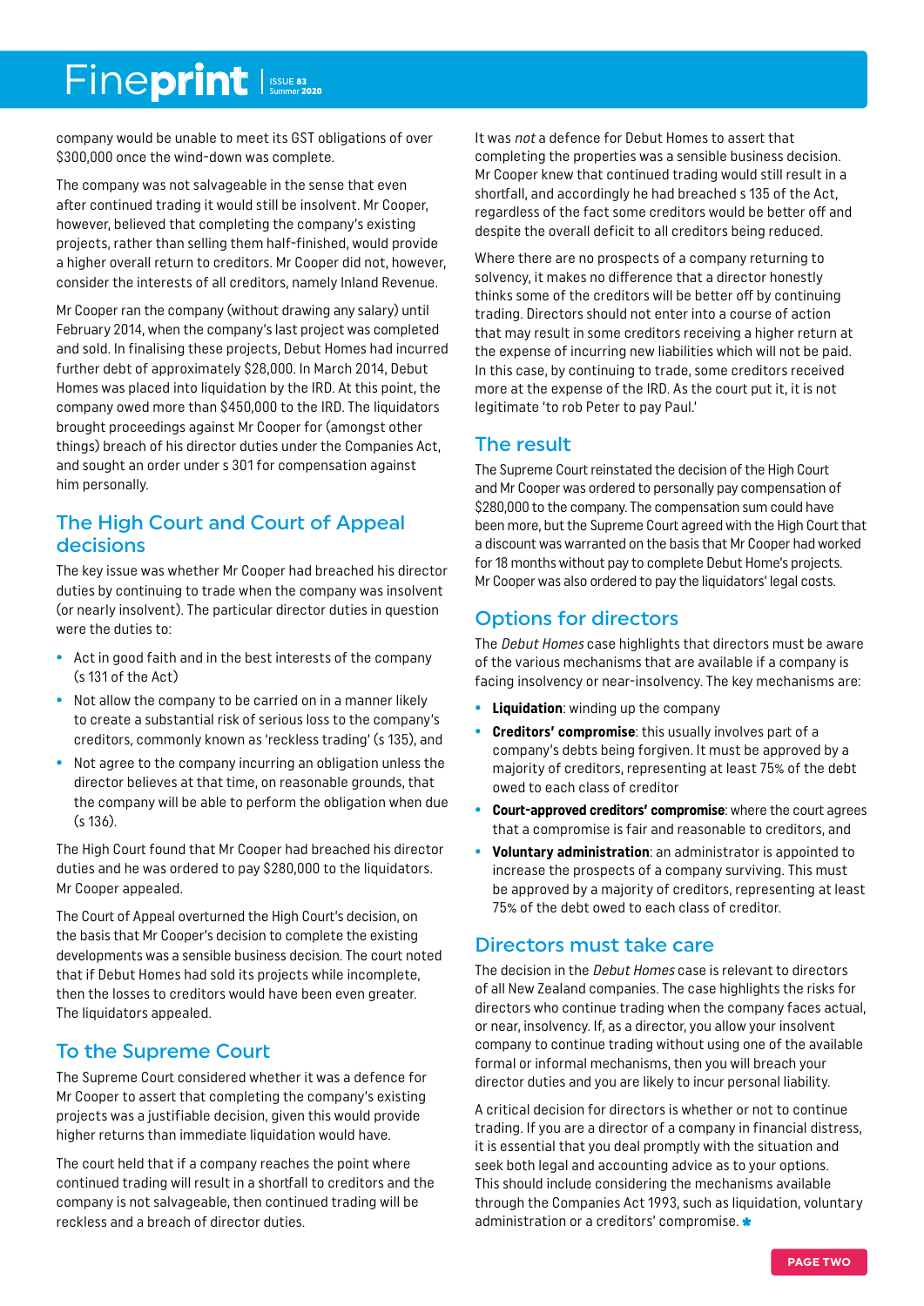company would be unable to meet its GST obligations of over $300,000 once the wind-down was complete.

The company was not salvageable in the sense that even after continued trading it would still be insolvent. Mr Cooper, however, believed that completing the company's existing projects, rather than selling them half-finished, would provide a higher overall return to creditors. Mr Cooper did not, however, consider the interests of all creditors, namely Inland Revenue.

Mr Cooper ran the company (without drawing any salary) until February 2014, when the company's last project was completed and sold. In finalising these projects, Debut Homes had incurred further debt of approximately $28,000. In March 2014, Debut Homes was placed into liquidation by the IRD. At this point, the company owed more than $450,000 to the IRD. The liquidators brought proceedings against Mr Cooper for (amongst other things) breach of his director duties under the Companies Act, and sought an order under s 301 for compensation against him personally.

## The High Court and Court of Appeal decisions

The key issue was whether Mr Cooper had breached his director duties by continuing to trade when the company was insolvent (or nearly insolvent). The particular director duties in question were the duties to:

- Act in good faith and in the best interests of the company (s 131 of the Act)
- Not allow the company to be carried on in a manner likely to create a substantial risk of serious loss to the company's creditors, commonly known as 'reckless trading' (s 135), and
- Not agree to the company incurring an obligation unless the director believes at that time, on reasonable grounds, that the company will be able to perform the obligation when due (s 136).

The High Court found that Mr Cooper had breached his director duties and he was ordered to pay $280,000 to the liquidators. Mr Cooper appealed.

The Court of Appeal overturned the High Court's decision, on the basis that Mr Cooper's decision to complete the existing developments was a sensible business decision. The court noted that if Debut Homes had sold its projects while incomplete, then the losses to creditors would have been even greater. The liquidators appealed.

## To the Supreme Court

The Supreme Court considered whether it was a defence for Mr Cooper to assert that completing the company's existing projects was a justifiable decision, given this would provide higher returns than immediate liquidation would have.

The court held that if a company reaches the point where continued trading will result in a shortfall to creditors and the company is not salvageable, then continued trading will be reckless and a breach of director duties.

It was *not* a defence for Debut Homes to assert that completing the properties was a sensible business decision. Mr Cooper knew that continued trading would still result in a shortfall, and accordingly he had breached s 135 of the Act, regardless of the fact some creditors would be better off and despite the overall deficit to all creditors being reduced.

Where there are no prospects of a company returning to solvency, it makes no difference that a director honestly thinks some of the creditors will be better off by continuing trading. Directors should not enter into a course of action that may result in some creditors receiving a higher return at the expense of incurring new liabilities which will not be paid. In this case, by continuing to trade, some creditors received more at the expense of the IRD. As the court put it, it is not legitimate 'to rob Peter to pay Paul.'

## The result

The Supreme Court reinstated the decision of the High Court and Mr Cooper was ordered to personally pay compensation of $280,000 to the company. The compensation sum could have been more, but the Supreme Court agreed with the High Court that a discount was warranted on the basis that Mr Cooper had worked for 18 months without pay to complete Debut Home's projects. Mr Cooper was also ordered to pay the liquidators' legal costs.

## Options for directors

The *Debut Homes* case highlights that directors must be aware of the various mechanisms that are available if a company is facing insolvency or near-insolvency. The key mechanisms are:

- **Liquidation**: winding up the company
- **Creditors' compromise**: this usually involves part of a company's debts being forgiven. It must be approved by a majority of creditors, representing at least 75% of the debt owed to each class of creditor
- **Court-approved creditors' compromise**: where the court agrees that a compromise is fair and reasonable to creditors, and
- **Voluntary administration**: an administrator is appointed to increase the prospects of a company surviving. This must be approved by a majority of creditors, representing at least 75% of the debt owed to each class of creditor.

## Directors must take care

The decision in the *Debut Homes* case is relevant to directors of all New Zealand companies. The case highlights the risks for directors who continue trading when the company faces actual, or near, insolvency. If, as a director, you allow your insolvent company to continue trading without using one of the available formal or informal mechanisms, then you will breach your director duties and you are likely to incur personal liability.

A critical decision for directors is whether or not to continue trading. If you are a director of a company in financial distress, it is essential that you deal promptly with the situation and seek both legal and accounting advice as to your options. This should include considering the mechanisms available through the Companies Act 1993, such as liquidation, voluntary administration or a creditors' compromise.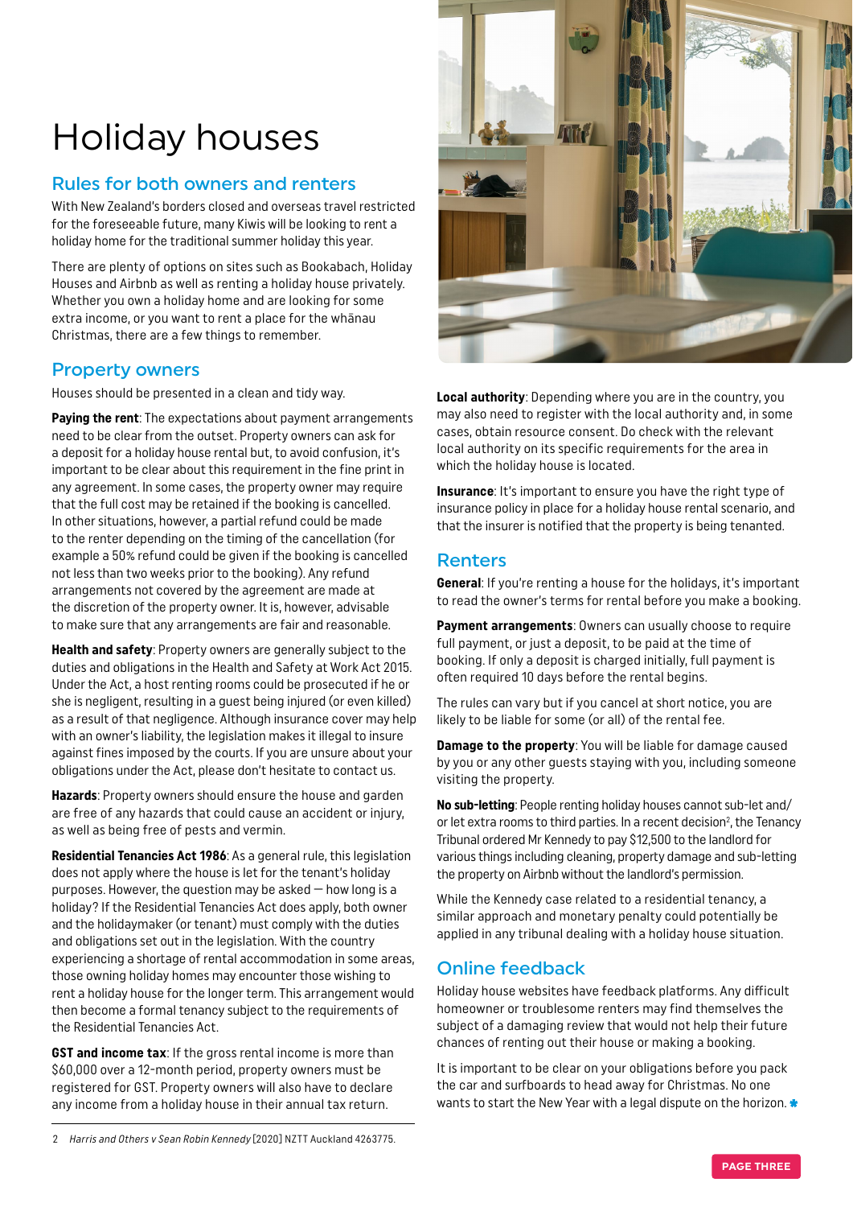# Holiday houses

## Rules for both owners and renters

With New Zealand's borders closed and overseas travel restricted for the foreseeable future, many Kiwis will be looking to rent a holiday home for the traditional summer holiday this year.

There are plenty of options on sites such as Bookabach, Holiday Houses and Airbnb as well as renting a holiday house privately. Whether you own a holiday home and are looking for some extra income, or you want to rent a place for the whānau Christmas, there are a few things to remember.

## Property owners

Houses should be presented in a clean and tidy way.

**Paying the rent**: The expectations about payment arrangements need to be clear from the outset. Property owners can ask for a deposit for a holiday house rental but, to avoid confusion, it's important to be clear about this requirement in the fine print in any agreement. In some cases, the property owner may require that the full cost may be retained if the booking is cancelled. In other situations, however, a partial refund could be made to the renter depending on the timing of the cancellation (for example a 50% refund could be given if the booking is cancelled not less than two weeks prior to the booking). Any refund arrangements not covered by the agreement are made at the discretion of the property owner. It is, however, advisable to make sure that any arrangements are fair and reasonable.

**Health and safety**: Property owners are generally subject to the duties and obligations in the Health and Safety at Work Act 2015. Under the Act, a host renting rooms could be prosecuted if he or she is negligent, resulting in a guest being injured (or even killed) as a result of that negligence. Although insurance cover may help with an owner's liability, the legislation makes it illegal to insure against fines imposed by the courts. If you are unsure about your obligations under the Act, please don't hesitate to contact us.

**Hazards**: Property owners should ensure the house and garden are free of any hazards that could cause an accident or injury, as well as being free of pests and vermin.

**Residential Tenancies Act 1986**: As a general rule, this legislation does not apply where the house is let for the tenant's holiday purposes. However, the question may be asked — how long is a holiday? If the Residential Tenancies Act does apply, both owner and the holidaymaker (or tenant) must comply with the duties and obligations set out in the legislation. With the country experiencing a shortage of rental accommodation in some areas, those owning holiday homes may encounter those wishing to rent a holiday house for the longer term. This arrangement would then become a formal tenancy subject to the requirements of the Residential Tenancies Act.

**GST and income tax**: If the gross rental income is more than $60,000 over a 12-month period, property owners must be registered for GST. Property owners will also have to declare any income from a holiday house in their annual tax return.

**Local authority**: Depending where you are in the country, you may also need to register with the local authority and, in some cases, obtain resource consent. Do check with the relevant local authority on its specific requirements for the area in which the holiday house is located.

**Insurance**: It's important to ensure you have the right type of insurance policy in place for a holiday house rental scenario, and that the insurer is notified that the property is being tenanted.

## Renters

**General**: If you're renting a house for the holidays, it's important to read the owner's terms for rental before you make a booking.

**Payment arrangements**: Owners can usually choose to require full payment, or just a deposit, to be paid at the time of booking. If only a deposit is charged initially, full payment is often required 10 days before the rental begins.

The rules can vary but if you cancel at short notice, you are likely to be liable for some (or all) of the rental fee.

**Damage to the property**: You will be liable for damage caused by you or any other guests staying with you, including someone visiting the property.

**No sub-letting**: People renting holiday houses cannot sub-let and/or let extra rooms to third parties. In a recent decision[2], the Tenancy Tribunal ordered Mr Kennedy to pay $12,500 to the landlord for various things including cleaning, property damage and sub-letting the property on Airbnb without the landlord's permission.

While the Kennedy case related to a residential tenancy, a similar approach and monetary penalty could potentially be applied in any tribunal dealing with a holiday house situation.

## Online feedback

Holiday house websites have feedback platforms. Any difficult homeowner or troublesome renters may find themselves the subject of a damaging review that would not help their future chances of renting out their house or making a booking.

It is important to be clear on your obligations before you pack the car and surfboards to head away for Christmas. No one wants to start the New Year with a legal dispute on the horizon.

---

2 *Harris and Others v Sean Robin Kennedy* [2020] NZTT Auckland 4263775.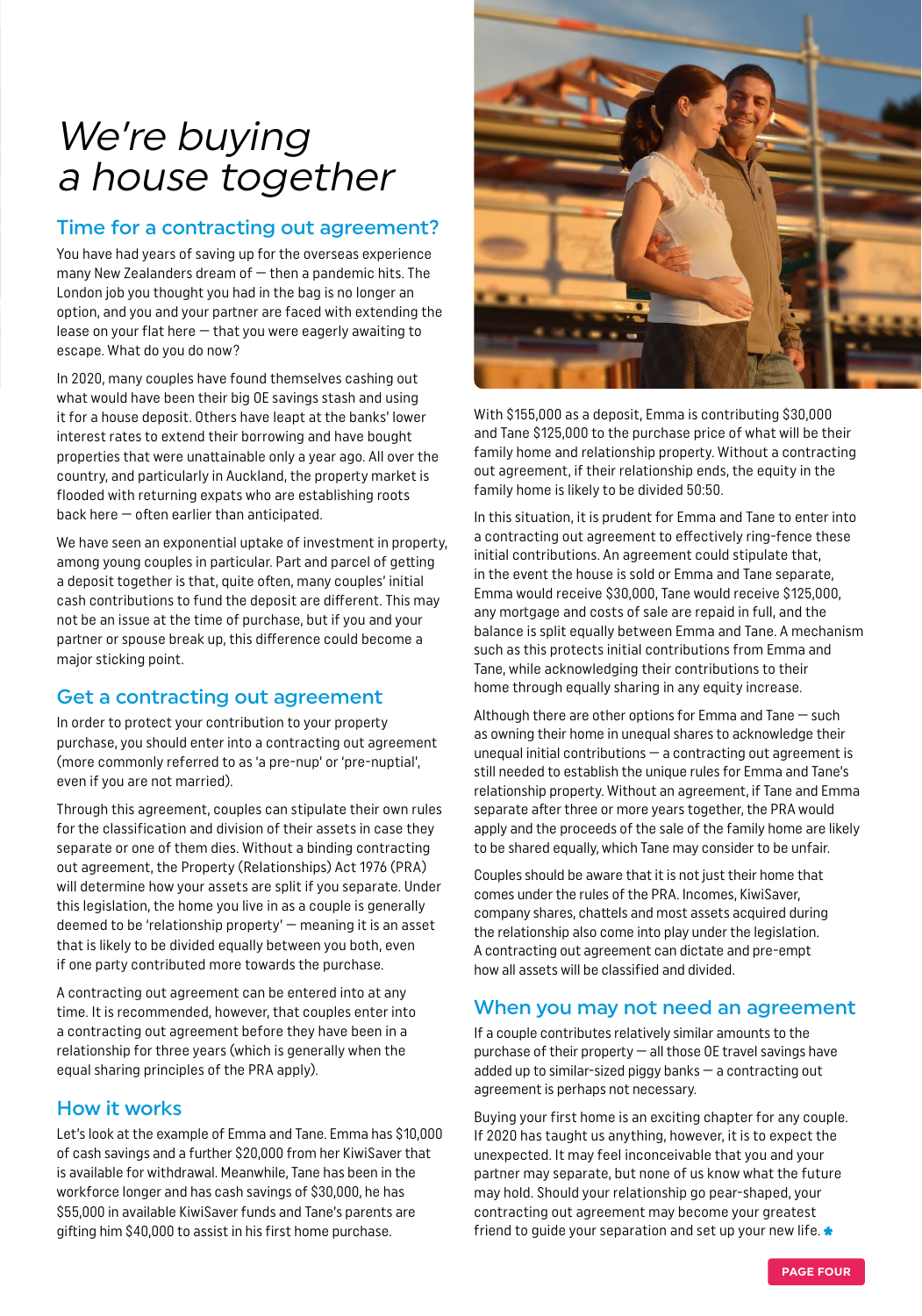# *We're buying a house together*

## Time for a contracting out agreement?

You have had years of saving up for the overseas experience many New Zealanders dream of — then a pandemic hits. The London job you thought you had in the bag is no longer an option, and you and your partner are faced with extending the lease on your flat here — that you were eagerly awaiting to escape. What do you do now?

In 2020, many couples have found themselves cashing out what would have been their big OE savings stash and using it for a house deposit. Others have leapt at the banks' lower interest rates to extend their borrowing and have bought properties that were unattainable only a year ago. All over the country, and particularly in Auckland, the property market is flooded with returning expats who are establishing roots back here — often earlier than anticipated.

We have seen an exponential uptake of investment in property, among young couples in particular. Part and parcel of getting a deposit together is that, quite often, many couples' initial cash contributions to fund the deposit are different. This may not be an issue at the time of purchase, but if you and your partner or spouse break up, this difference could become a major sticking point.

## Get a contracting out agreement

In order to protect your contribution to your property purchase, you should enter into a contracting out agreement (more commonly referred to as 'a pre-nup' or 'pre-nuptial', even if you are not married).

Through this agreement, couples can stipulate their own rules for the classification and division of their assets in case they separate or one of them dies. Without a binding contracting out agreement, the Property (Relationships) Act 1976 (PRA) will determine how your assets are split if you separate. Under this legislation, the home you live in as a couple is generally deemed to be 'relationship property' — meaning it is an asset that is likely to be divided equally between you both, even if one party contributed more towards the purchase.

A contracting out agreement can be entered into at any time. It is recommended, however, that couples enter into a contracting out agreement before they have been in a relationship for three years (which is generally when the equal sharing principles of the PRA apply).

## How it works

Let's look at the example of Emma and Tane. Emma has $10,000 of cash savings and a further $20,000 from her KiwiSaver that is available for withdrawal. Meanwhile, Tane has been in the workforce longer and has cash savings of $30,000, he has $55,000 in available KiwiSaver funds and Tane's parents are gifting him $40,000 to assist in his first home purchase.

With $155,000 as a deposit, Emma is contributing $30,000 and Tane $125,000 to the purchase price of what will be their family home and relationship property. Without a contracting out agreement, if their relationship ends, the equity in the family home is likely to be divided 50:50.

In this situation, it is prudent for Emma and Tane to enter into a contracting out agreement to effectively ring-fence these initial contributions. An agreement could stipulate that, in the event the house is sold or Emma and Tane separate, Emma would receive $30,000, Tane would receive $125,000, any mortgage and costs of sale are repaid in full, and the balance is split equally between Emma and Tane. A mechanism such as this protects initial contributions from Emma and Tane, while acknowledging their contributions to their home through equally sharing in any equity increase.

Although there are other options for Emma and Tane — such as owning their home in unequal shares to acknowledge their unequal initial contributions — a contracting out agreement is still needed to establish the unique rules for Emma and Tane's relationship property. Without an agreement, if Tane and Emma separate after three or more years together, the PRA would apply and the proceeds of the sale of the family home are likely to be shared equally, which Tane may consider to be unfair.

Couples should be aware that it is not just their home that comes under the rules of the PRA. Incomes, KiwiSaver, company shares, chattels and most assets acquired during the relationship also come into play under the legislation. A contracting out agreement can dictate and pre-empt how all assets will be classified and divided.

## When you may not need an agreement

If a couple contributes relatively similar amounts to the purchase of their property — all those OE travel savings have added up to similar-sized piggy banks — a contracting out agreement is perhaps not necessary.

Buying your first home is an exciting chapter for any couple. If 2020 has taught us anything, however, it is to expect the unexpected. It may feel inconceivable that you and your partner may separate, but none of us know what the future may hold. Should your relationship go pear-shaped, your contracting out agreement may become your greatest friend to guide your separation and set up your new life.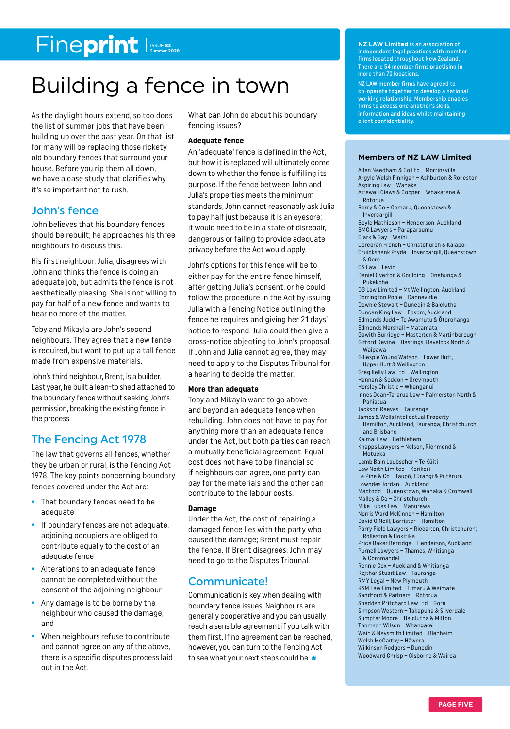# Building a fence in town

As the daylight hours extend, so too does the list of summer jobs that have been building up over the past year. On that list for many will be replacing those rickety old boundary fences that surround your house. Before you rip them all down, we have a case study that clarifies why it's so important not to rush.

## John's fence

John believes that his boundary fences should be rebuilt; he approaches his three neighbours to discuss this.

His first neighbour, Julia, disagrees with John and thinks the fence is doing an adequate job, but admits the fence is not aesthetically pleasing. She is not willing to pay for half of a new fence and wants to hear no more of the matter.

Toby and Mikayla are John's second neighbours. They agree that a new fence is required, but want to put up a tall fence made from expensive materials.

John's third neighbour, Brent, is a builder. Last year, he built a lean-to shed attached to the boundary fence without seeking John's permission, breaking the existing fence in the process.

## The Fencing Act 1978

The law that governs all fences, whether they be urban or rural, is the Fencing Act 1978. The key points concerning boundary fences covered under the Act are:

- That boundary fences need to be adequate
- If boundary fences are not adequate, adjoining occupiers are obliged to contribute equally to the cost of an adequate fence
- Alterations to an adequate fence cannot be completed without the consent of the adjoining neighbour
- Any damage is to be borne by the neighbour who caused the damage, and
- When neighbours refuse to contribute and cannot agree on any of the above, there is a specific disputes process laid out in the Act.

What can John do about his boundary fencing issues?

### Adequate fence

An 'adequate' fence is defined in the Act, but how it is replaced will ultimately come down to whether the fence is fulfilling its purpose. If the fence between John and Julia's properties meets the minimum standards, John cannot reasonably ask Julia to pay half just because it is an eyesore; it would need to be in a state of disrepair, dangerous or failing to provide adequate privacy before the Act would apply.

John's options for this fence will be to either pay for the entire fence himself, after getting Julia's consent, or he could follow the procedure in the Act by issuing Julia with a Fencing Notice outlining the fence he requires and giving her 21 days' notice to respond. Julia could then give a cross-notice objecting to John's proposal. If John and Julia cannot agree, they may need to apply to the Disputes Tribunal for a hearing to decide the matter.

### More than adequate

Toby and Mikayla want to go above and beyond an adequate fence when rebuilding. John does not have to pay for anything more than an adequate fence under the Act, but both parties can reach a mutually beneficial agreement. Equal cost does not have to be financial so if neighbours can agree, one party can pay for the materials and the other can contribute to the labour costs.

### Damage

Under the Act, the cost of repairing a damaged fence lies with the party who caused the damage; Brent must repair the fence. If Brent disagrees, John may need to go to the Disputes Tribunal.

## Communicate!

Communication is key when dealing with boundary fence issues. Neighbours are generally cooperative and you can usually reach a sensible agreement if you talk with them first. If no agreement can be reached, however, you can turn to the Fencing Act to see what your next steps could be.

---

**NZ LAW Limited** is an association of independent legal practices with member firms located throughout New Zealand. There are 54 member firms practising in more than 70 locations.

NZ LAW member firms have agreed to co-operate together to develop a national working relationship. Membership enables firms to access one another's skills, information and ideas whilst maintaining client confidentiality.

### Members of NZ LAW Limited

Allen Needham & Co Ltd – Morrinsville
Argyle Welsh Finnigan – Ashburton & Rolleston
Aspiring Law – Wanaka
Attewell Clews & Cooper – Whakatane & Rotorua
Berry & Co – Oamaru, Queenstown & Invercargill
Boyle Mathieson – Henderson, Auckland
BMC Lawyers – Paraparaumu
Clark & Gay – Waihi
Corcoran French – Christchurch & Kaiapoi
Cruickshank Pryde – Invercargill, Queenstown & Gore
CS Law – Levin
Daniel Overton & Goulding – Onehunga & Pukekohe
DG Law Limited – Mt Wellington, Auckland
Dorrington Poole – Dannevirke
Downie Stewart – Dunedin & Balclutha
Duncan King Law – Epsom, Auckland
Edmonds Judd – Te Awamutu & Ōtorohanga
Edmonds Marshall – Matamata
Gawith Burridge – Masterton & Martinborough
Gifford Devine – Hastings, Havelock North & Waipawa
Gillespie Young Watson – Lower Hutt, Upper Hutt & Wellington
Greg Kelly Law Ltd – Wellington
Hannan & Seddon – Greymouth
Horsley Christie – Whanganui
Innes Dean-Tararua Law – Palmerston North & Pahiatua
Jackson Reeves – Tauranga
James & Wells Intellectual Property – Hamilton, Auckland, Tauranga, Christchurch and Brisbane
Kaimai Law – Bethlehem
Knapps Lawyers – Nelson, Richmond & Motueka
Lamb Bain Laubscher – Te Kūiti
Law North Limited – Kerikeri
Le Pine & Co – Taupō, Tūrangi & Putāruru
Lowndes Jordan – Auckland
Mactodd – Queenstown, Wanaka & Cromwell
Malley & Co – Christchurch
Mike Lucas Law – Manurewa
Norris Ward McKinnon – Hamilton
David O'Neill, Barrister – Hamilton
Parry Field Lawyers – Riccarton, Christchurch; Rolleston & Hokitika
Price Baker Berridge – Henderson, Auckland
Purnell Lawyers – Thames, Whitianga & Coromandel
Rennie Cox – Auckland & Whitianga
Rejthar Stuart Law – Tauranga
RMY Legal – New Plymouth
RSM Law Limited – Timaru & Waimate
Sandford & Partners – Rotorua
Sheddan Pritchard Law Ltd – Gore
Simpson Western – Takapuna & Silverdale
Sumpter Moore – Balclutha & Milton
Thomson Wilson – Whangarei
Wain & Naysmith Limited – Blenheim
Welsh McCarthy – Hāwera
Wilkinson Rodgers – Dunedin
Woodward Chrisp – Gisborne & Wairoa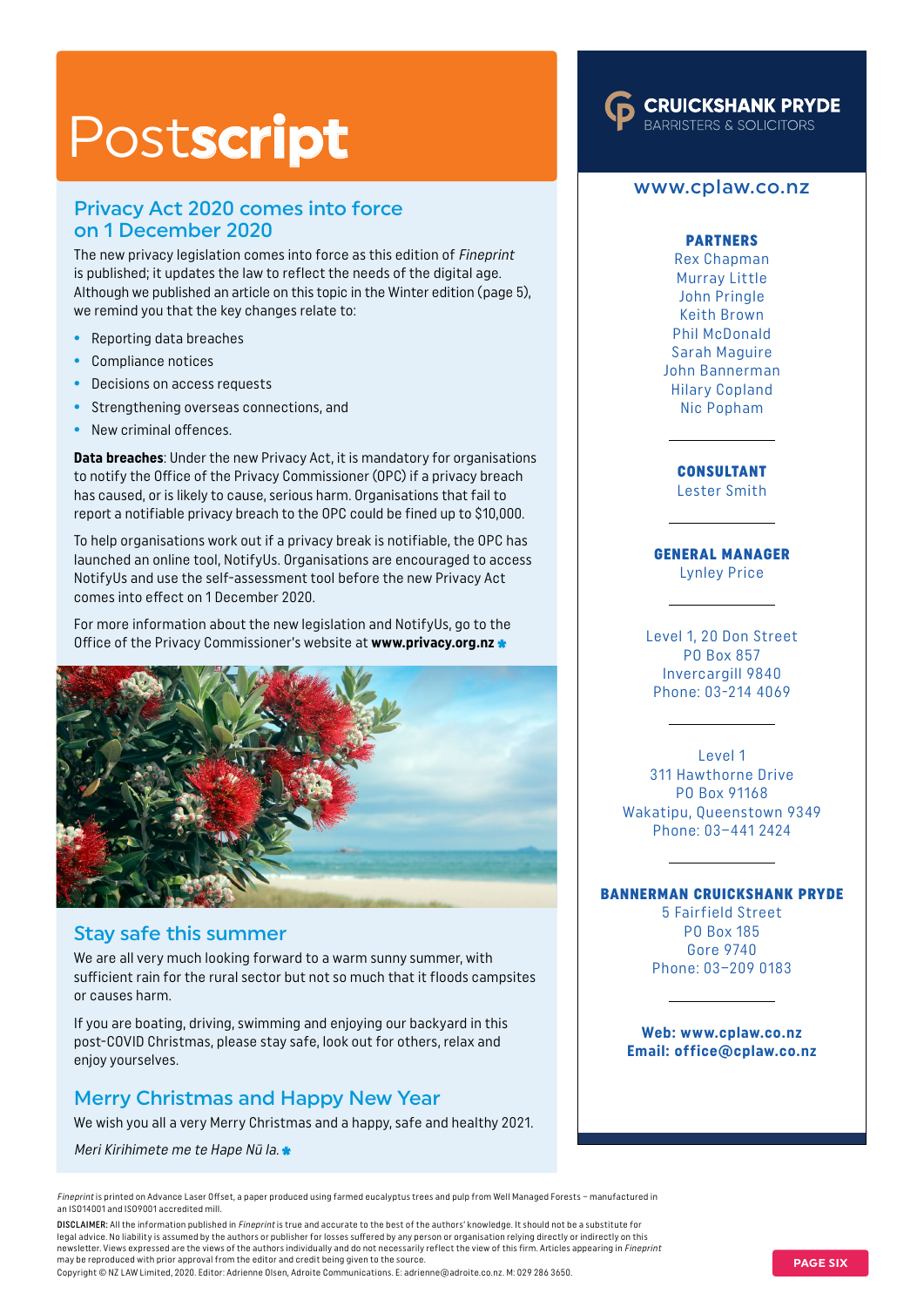# Postscript

## Privacy Act 2020 comes into force on 1 December 2020

The new privacy legislation comes into force as this edition of *Fineprint* is published; it updates the law to reflect the needs of the digital age. Although we published an article on this topic in the Winter edition (page 5), we remind you that the key changes relate to:

- Reporting data breaches
- Compliance notices
- Decisions on access requests
- Strengthening overseas connections, and
- New criminal offences.

**Data breaches**: Under the new Privacy Act, it is mandatory for organisations to notify the Office of the Privacy Commissioner (OPC) if a privacy breach has caused, or is likely to cause, serious harm. Organisations that fail to report a notifiable privacy breach to the OPC could be fined up to $10,000.

To help organisations work out if a privacy break is notifiable, the OPC has launched an online tool, NotifyUs. Organisations are encouraged to access NotifyUs and use the self-assessment tool before the new Privacy Act comes into effect on 1 December 2020.

For more information about the new legislation and NotifyUs, go to the Office of the Privacy Commissioner's website at **www.privacy.org.nz**

## Stay safe this summer

We are all very much looking forward to a warm sunny summer, with sufficient rain for the rural sector but not so much that it floods campsites or causes harm.

If you are boating, driving, swimming and enjoying our backyard in this post-COVID Christmas, please stay safe, look out for others, relax and enjoy yourselves.

## Merry Christmas and Happy New Year

We wish you all a very Merry Christmas and a happy, safe and healthy 2021.

*Meri Kirihimete me te Hape Nū Ia.*

---

**CRUICKSHANK PRYDE**
BARRISTERS & SOLICITORS

www.cplaw.co.nz

**PARTNERS**
Rex Chapman
Murray Little
John Pringle
Keith Brown
Phil McDonald
Sarah Maguire
John Bannerman
Hilary Copland
Nic Popham

**CONSULTANT**
Lester Smith

**GENERAL MANAGER**
Lynley Price

Level 1, 20 Don Street
PO Box 857
Invercargill 9840
Phone: 03-214 4069

Level 1
311 Hawthorne Drive
PO Box 91168
Wakatipu, Queenstown 9349
Phone: 03–441 2424

**BANNERMAN CRUICKSHANK PRYDE**
5 Fairfield Street
PO Box 185
Gore 9740
Phone: 03–209 0183

**Web: www.cplaw.co.nz**
**Email: office@cplaw.co.nz**

---

*Fineprint* is printed on Advance Laser Offset, a paper produced using farmed eucalyptus trees and pulp from Well Managed Forests – manufactured in an ISO14001 and ISO9001 accredited mill.

**DISCLAIMER:** All the information published in *Fineprint* is true and accurate to the best of the authors' knowledge. It should not be a substitute for legal advice. No liability is assumed by the authors or publisher for losses suffered by any person or organisation relying directly or indirectly on this newsletter. Views expressed are the views of the authors individually and do not necessarily reflect the view of this firm. Articles appearing in *Fineprint* may be reproduced with prior approval from the editor and credit being given to the source.

Copyright © NZ LAW Limited, 2020. Editor: Adrienne Olsen, Adroite Communications. E: adrienne@adroite.co.nz. M: 029 286 3650.